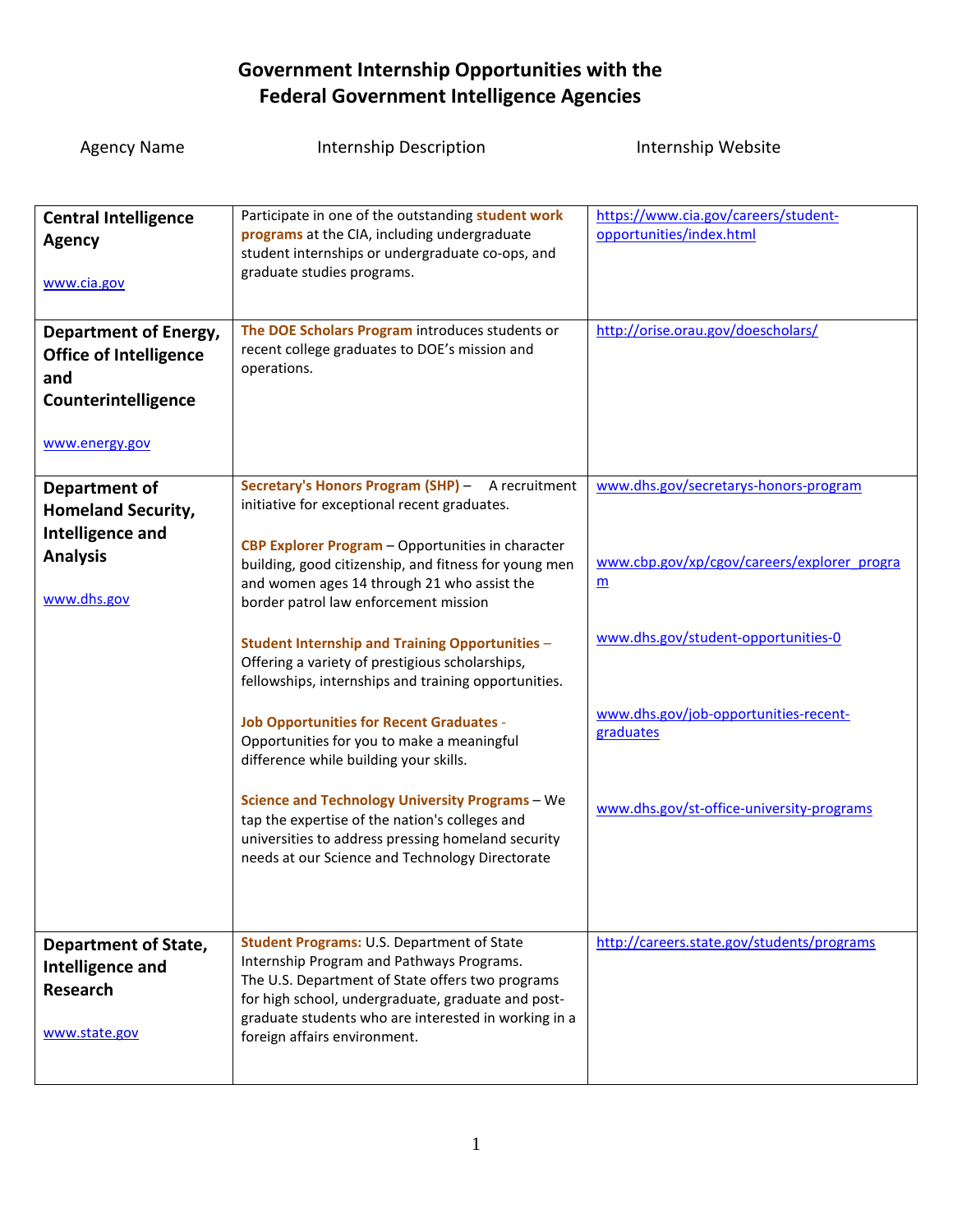# Government Internship Opportunities with the Federal Government Intelligence Agencies

| Agency Name | Internship Description | Internship Website |
|---|---|---|
| **Central Intelligence Agency**<br><br>www.cia.gov | Participate in one of the outstanding **student work programs** at the CIA, including undergraduate student internships or undergraduate co-ops, and graduate studies programs. | https://www.cia.gov/careers/student-opportunities/index.html |
| **Department of Energy, Office of Intelligence and Counterintelligence**<br><br>www.energy.gov | **The DOE Scholars Program** introduces students or recent college graduates to DOE's mission and operations. | http://orise.orau.gov/doescholars/ |
| **Department of Homeland Security, Intelligence and Analysis**<br><br>www.dhs.gov | **Secretary's Honors Program (SHP)** – A recruitment initiative for exceptional recent graduates.<br><br>**CBP Explorer Program** – Opportunities in character building, good citizenship, and fitness for young men and women ages 14 through 21 who assist the border patrol law enforcement mission<br><br>**Student Internship and Training Opportunities** – Offering a variety of prestigious scholarships, fellowships, internships and training opportunities.<br><br>**Job Opportunities for Recent Graduates** - Opportunities for you to make a meaningful difference while building your skills.<br><br>**Science and Technology University Programs** – We tap the expertise of the nation's colleges and universities to address pressing homeland security needs at our Science and Technology Directorate | www.dhs.gov/secretarys-honors-program<br><br>www.cbp.gov/xp/cgov/careers/explorer_program<br><br>www.dhs.gov/student-opportunities-0<br><br>www.dhs.gov/job-opportunities-recent-graduates<br><br>www.dhs.gov/st-office-university-programs |
| **Department of State, Intelligence and Research**<br><br>www.state.gov | **Student Programs:** U.S. Department of State Internship Program and Pathways Programs.<br>The U.S. Department of State offers two programs for high school, undergraduate, graduate and post-graduate students who are interested in working in a foreign affairs environment. | http://careers.state.gov/students/programs |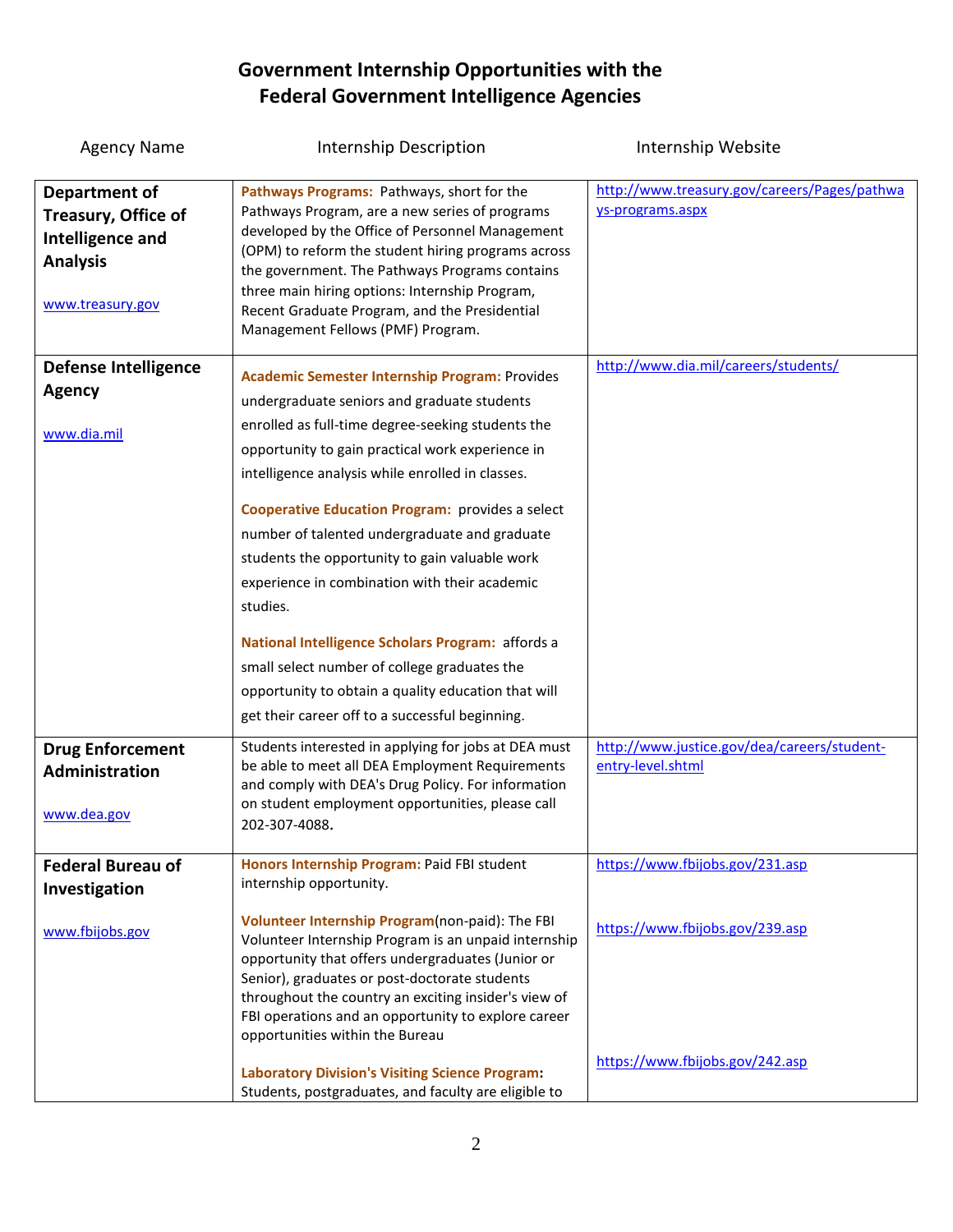# Government Internship Opportunities with the Federal Government Intelligence Agencies

| Agency Name | Internship Description | Internship Website |
|---|---|---|
| **Department of Treasury, Office of Intelligence and Analysis**<br><br>www.treasury.gov | **Pathways Programs:** Pathways, short for the Pathways Program, are a new series of programs developed by the Office of Personnel Management (OPM) to reform the student hiring programs across the government. The Pathways Programs contains three main hiring options: Internship Program, Recent Graduate Program, and the Presidential Management Fellows (PMF) Program. | http://www.treasury.gov/careers/Pages/pathways-programs.aspx |
| **Defense Intelligence Agency**<br><br>www.dia.mil | **Academic Semester Internship Program:** Provides undergraduate seniors and graduate students enrolled as full-time degree-seeking students the opportunity to gain practical work experience in intelligence analysis while enrolled in classes.<br><br>**Cooperative Education Program:** provides a select number of talented undergraduate and graduate students the opportunity to gain valuable work experience in combination with their academic studies.<br><br>**National Intelligence Scholars Program:** affords a small select number of college graduates the opportunity to obtain a quality education that will get their career off to a successful beginning. | http://www.dia.mil/careers/students/ |
| **Drug Enforcement Administration**<br><br>www.dea.gov | Students interested in applying for jobs at DEA must be able to meet all DEA Employment Requirements and comply with DEA's Drug Policy. For information on student employment opportunities, please call 202-307-4088. | http://www.justice.gov/dea/careers/student-entry-level.shtml |
| **Federal Bureau of Investigation**<br><br>www.fbijobs.gov | **Honors Internship Program:** Paid FBI student internship opportunity.<br><br>**Volunteer Internship Program**(non-paid): The FBI Volunteer Internship Program is an unpaid internship opportunity that offers undergraduates (Junior or Senior), graduates or post-doctorate students throughout the country an exciting insider's view of FBI operations and an opportunity to explore career opportunities within the Bureau<br><br>**Laboratory Division's Visiting Science Program:** Students, postgraduates, and faculty are eligible to | https://www.fbijobs.gov/231.asp<br><br>https://www.fbijobs.gov/239.asp<br><br>https://www.fbijobs.gov/242.asp |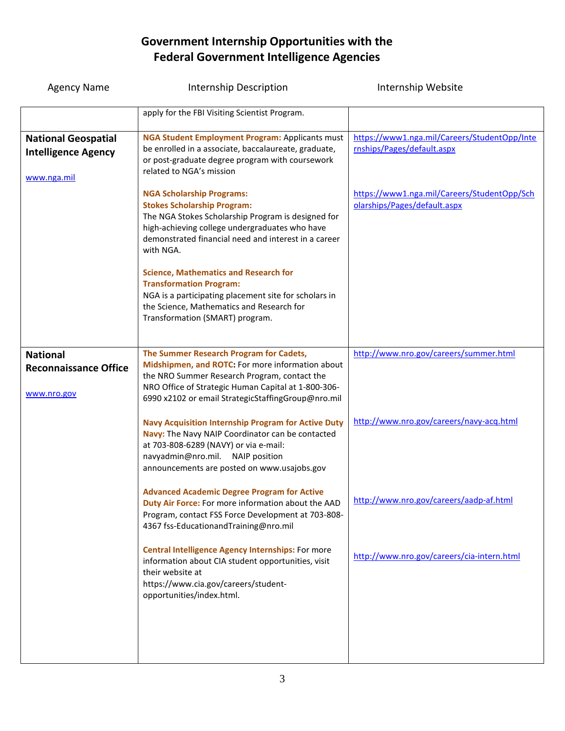# Government Internship Opportunities with the Federal Government Intelligence Agencies

| Agency Name | Internship Description | Internship Website |
|---|---|---|
| | apply for the FBI Visiting Scientist Program. | |
| **National Geospatial Intelligence Agency**<br><br>www.nga.mil | **NGA Student Employment Program:** Applicants must be enrolled in a associate, baccalaureate, graduate, or post-graduate degree program with coursework related to NGA's mission<br><br>**NGA Scholarship Programs:**<br>**Stokes Scholarship Program:**<br>The NGA Stokes Scholarship Program is designed for high-achieving college undergraduates who have demonstrated financial need and interest in a career with NGA.<br><br>**Science, Mathematics and Research for Transformation Program:**<br>NGA is a participating placement site for scholars in the Science, Mathematics and Research for Transformation (SMART) program. | https://www1.nga.mil/Careers/StudentOpp/Internships/Pages/default.aspx<br><br>https://www1.nga.mil/Careers/StudentOpp/Scholarships/Pages/default.aspx |
| **National Reconnaissance Office**<br><br>www.nro.gov | **The Summer Research Program for Cadets, Midshipmen, and ROTC:** For more information about the NRO Summer Research Program, contact the NRO Office of Strategic Human Capital at 1-800-306-6990 x2102 or email StrategicStaffingGroup@nro.mil<br><br>**Navy Acquisition Internship Program for Active Duty Navy:** The Navy NAIP Coordinator can be contacted at 703-808-6289 (NAVY) or via e-mail: navyadmin@nro.mil. NAIP position announcements are posted on www.usajobs.gov<br><br>**Advanced Academic Degree Program for Active Duty Air Force:** For more information about the AAD Program, contact FSS Force Development at 703-808-4367 fss-EducationandTraining@nro.mil<br><br>**Central Intelligence Agency Internships:** For more information about CIA student opportunities, visit their website at https://www.cia.gov/careers/student-opportunities/index.html. | http://www.nro.gov/careers/summer.html<br><br>http://www.nro.gov/careers/navy-acq.html<br><br>http://www.nro.gov/careers/aadp-af.html<br><br>http://www.nro.gov/careers/cia-intern.html |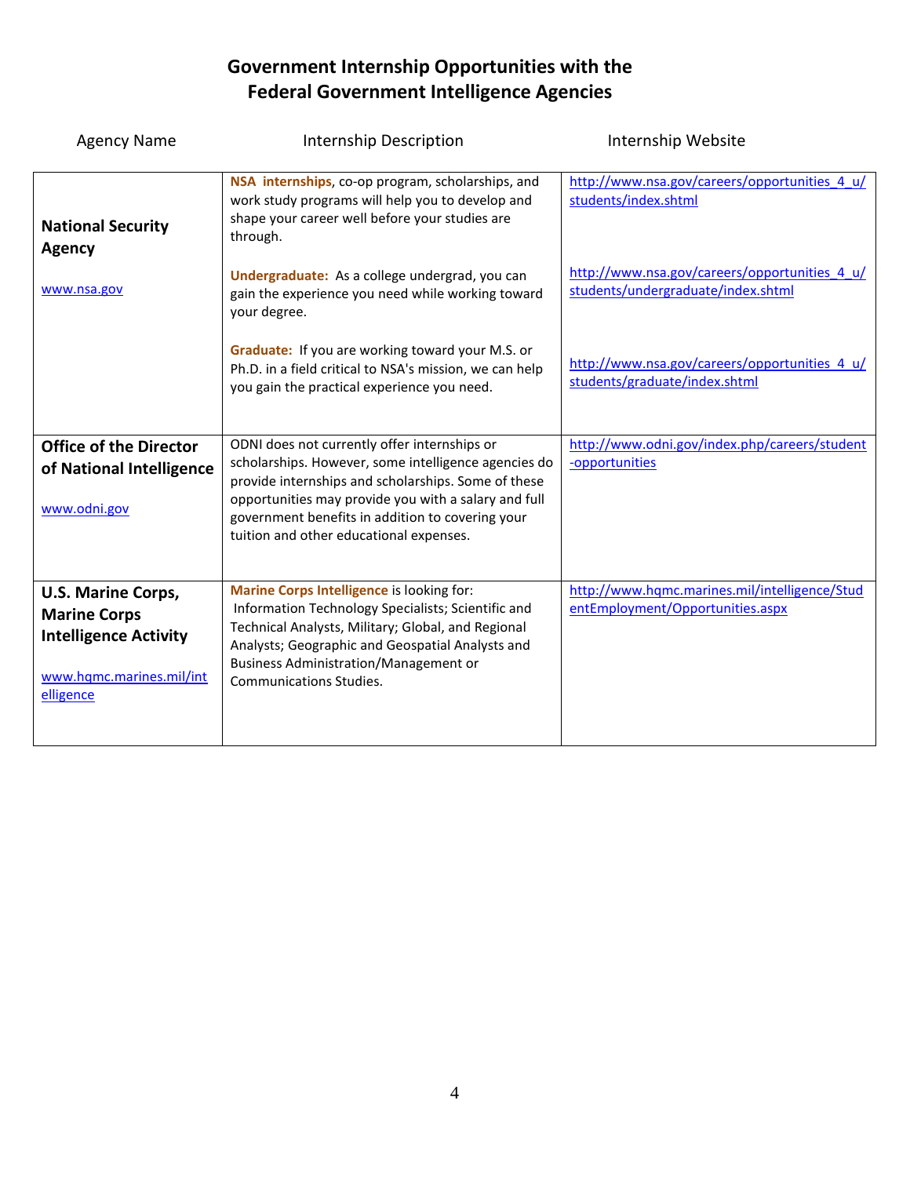# Government Internship Opportunities with the Federal Government Intelligence Agencies

| Agency Name | Internship Description | Internship Website |
|---|---|---|
| **National Security Agency**<br><br>www.nsa.gov | **NSA internships**, co-op program, scholarships, and work study programs will help you to develop and shape your career well before your studies are through.<br><br>**Undergraduate:** As a college undergrad, you can gain the experience you need while working toward your degree.<br><br>**Graduate:** If you are working toward your M.S. or Ph.D. in a field critical to NSA's mission, we can help you gain the practical experience you need. | http://www.nsa.gov/careers/opportunities_4_u/students/index.shtml<br><br>http://www.nsa.gov/careers/opportunities_4_u/students/undergraduate/index.shtml<br><br>http://www.nsa.gov/careers/opportunities_4_u/students/graduate/index.shtml |
| **Office of the Director of National Intelligence**<br><br>www.odni.gov | ODNI does not currently offer internships or scholarships. However, some intelligence agencies do provide internships and scholarships. Some of these opportunities may provide you with a salary and full government benefits in addition to covering your tuition and other educational expenses. | http://www.odni.gov/index.php/careers/student-opportunities |
| **U.S. Marine Corps, Marine Corps Intelligence Activity**<br><br>www.hqmc.marines.mil/intelligence | **Marine Corps Intelligence** is looking for: Information Technology Specialists; Scientific and Technical Analysts, Military; Global, and Regional Analysts; Geographic and Geospatial Analysts and Business Administration/Management or Communications Studies. | http://www.hqmc.marines.mil/intelligence/StudentEmployment/Opportunities.aspx |